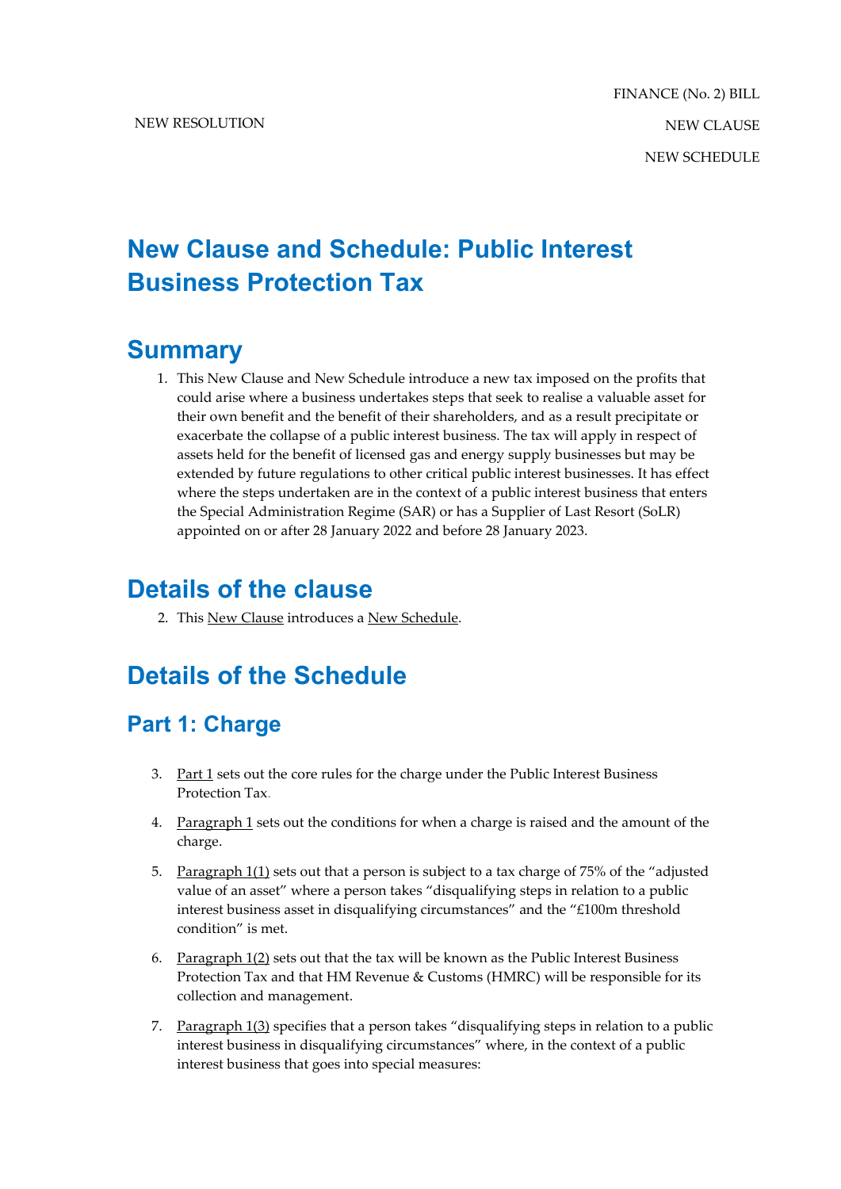NEW RESOLUTION

FINANCE (No. 2) BILL

NEW CLAUSE

NEW SCHEDULE

# New Clause and Schedule: Public Interest Business Protection Tax

## Summary

1. This New Clause and New Schedule introduce a new tax imposed on the profits that could arise where a business undertakes steps that seek to realise a valuable asset for their own benefit and the benefit of their shareholders, and as a result precipitate or exacerbate the collapse of a public interest business. The tax will apply in respect of assets held for the benefit of licensed gas and energy supply businesses but may be extended by future regulations to other critical public interest businesses. It has effect where the steps undertaken are in the context of a public interest business that enters the Special Administration Regime (SAR) or has a Supplier of Last Resort (SoLR) appointed on or after 28 January 2022 and before 28 January 2023.

## Details of the clause

2. This New Clause introduces a New Schedule.

## Details of the Schedule

### Part 1: Charge

3. Part 1 sets out the core rules for the charge under the Public Interest Business Protection Tax.

4. Paragraph 1 sets out the conditions for when a charge is raised and the amount of the charge.

5. Paragraph 1(1) sets out that a person is subject to a tax charge of 75% of the "adjusted value of an asset" where a person takes "disqualifying steps in relation to a public interest business asset in disqualifying circumstances" and the "£100m threshold condition" is met.

6. Paragraph 1(2) sets out that the tax will be known as the Public Interest Business Protection Tax and that HM Revenue & Customs (HMRC) will be responsible for its collection and management.

7. Paragraph 1(3) specifies that a person takes "disqualifying steps in relation to a public interest business in disqualifying circumstances" where, in the context of a public interest business that goes into special measures: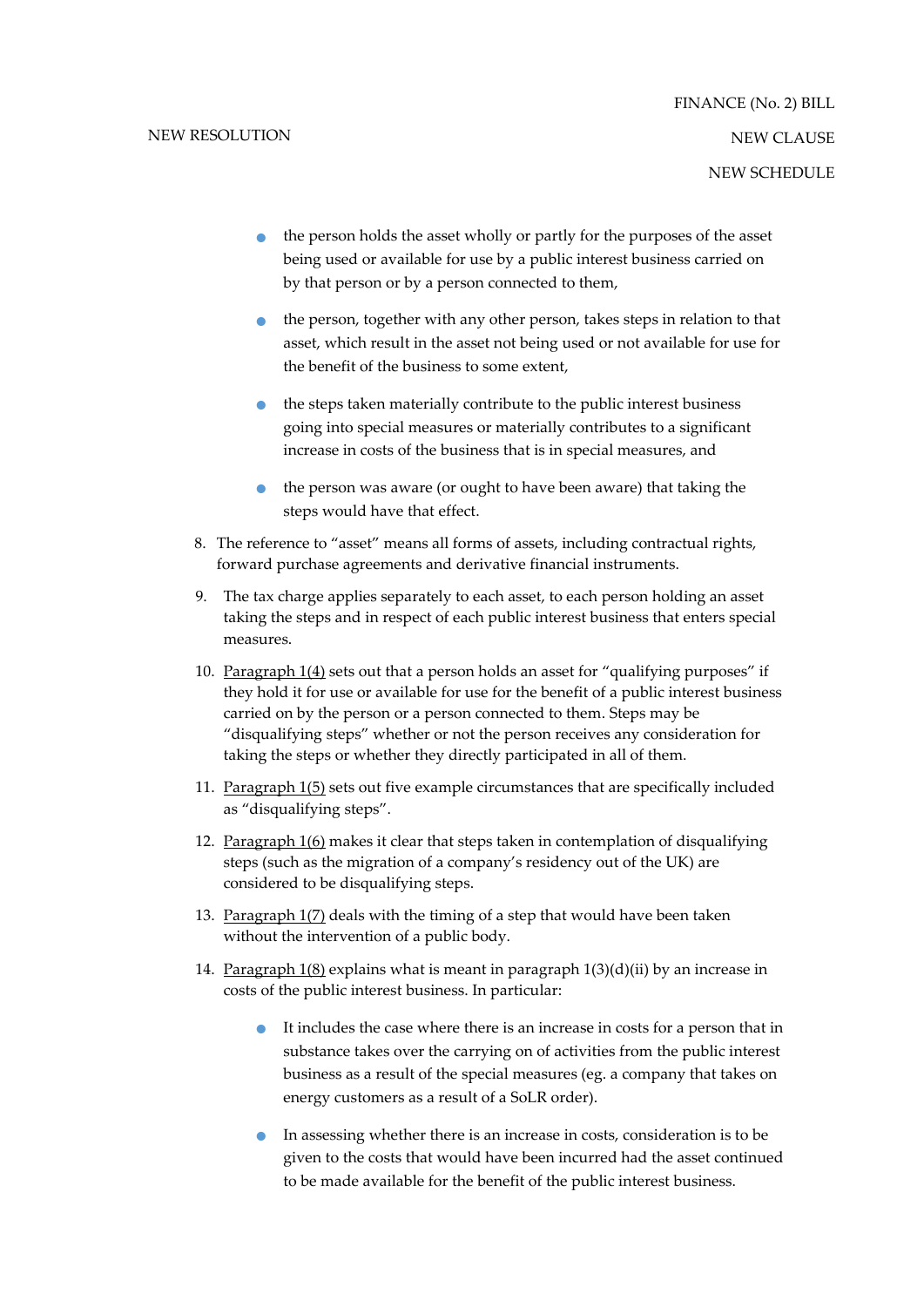- the person holds the asset wholly or partly for the purposes of the asset being used or available for use by a public interest business carried on by that person or by a person connected to them,
- the person, together with any other person, takes steps in relation to that asset, which result in the asset not being used or not available for use for the benefit of the business to some extent,
- the steps taken materially contribute to the public interest business going into special measures or materially contributes to a significant increase in costs of the business that is in special measures, and
- the person was aware (or ought to have been aware) that taking the steps would have that effect.

8. The reference to "asset" means all forms of assets, including contractual rights, forward purchase agreements and derivative financial instruments.
9. The tax charge applies separately to each asset, to each person holding an asset taking the steps and in respect of each public interest business that enters special measures.
10. Paragraph 1(4) sets out that a person holds an asset for "qualifying purposes" if they hold it for use or available for use for the benefit of a public interest business carried on by the person or a person connected to them. Steps may be "disqualifying steps" whether or not the person receives any consideration for taking the steps or whether they directly participated in all of them.
11. Paragraph 1(5) sets out five example circumstances that are specifically included as "disqualifying steps".
12. Paragraph 1(6) makes it clear that steps taken in contemplation of disqualifying steps (such as the migration of a company's residency out of the UK) are considered to be disqualifying steps.
13. Paragraph 1(7) deals with the timing of a step that would have been taken without the intervention of a public body.
14. Paragraph 1(8) explains what is meant in paragraph 1(3)(d)(ii) by an increase in costs of the public interest business. In particular:
    - It includes the case where there is an increase in costs for a person that in substance takes over the carrying on of activities from the public interest business as a result of the special measures (eg. a company that takes on energy customers as a result of a SoLR order).
    - In assessing whether there is an increase in costs, consideration is to be given to the costs that would have been incurred had the asset continued to be made available for the benefit of the public interest business.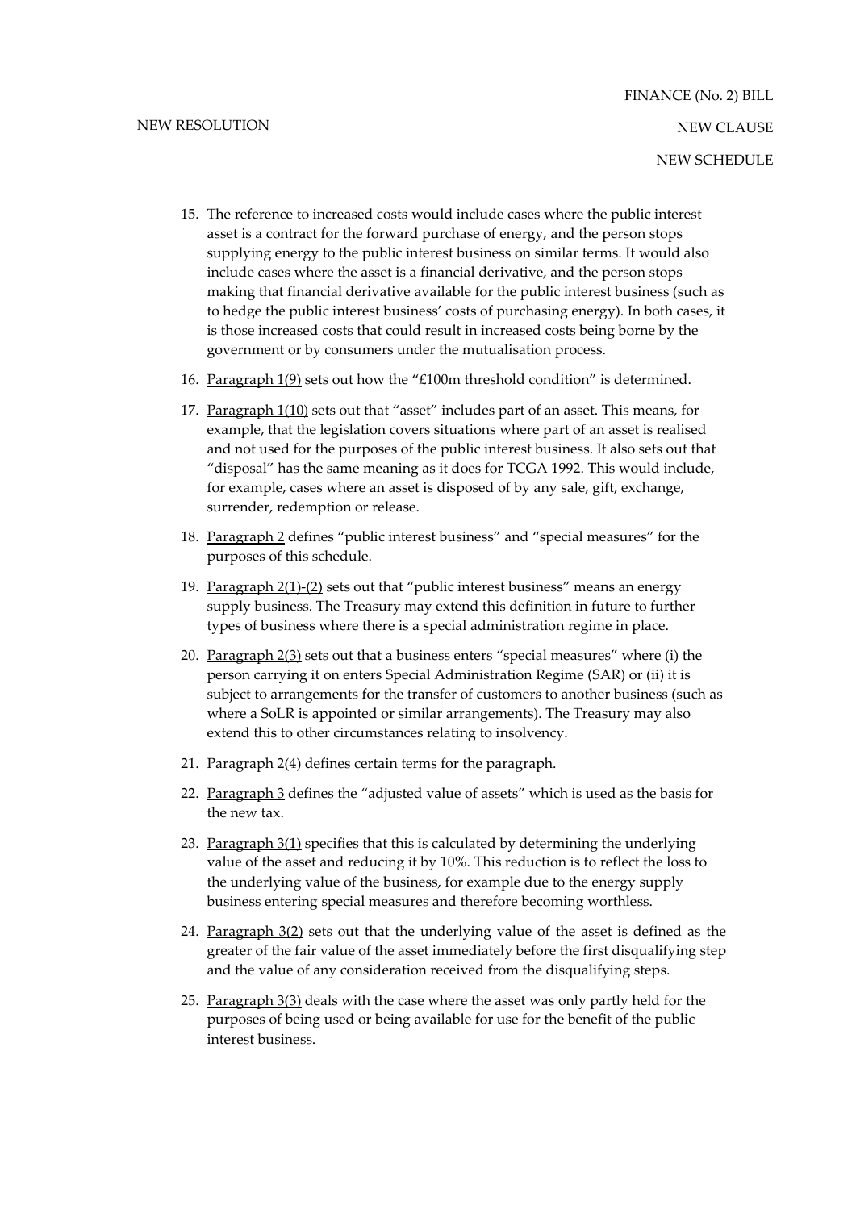15. The reference to increased costs would include cases where the public interest asset is a contract for the forward purchase of energy, and the person stops supplying energy to the public interest business on similar terms. It would also include cases where the asset is a financial derivative, and the person stops making that financial derivative available for the public interest business (such as to hedge the public interest business' costs of purchasing energy). In both cases, it is those increased costs that could result in increased costs being borne by the government or by consumers under the mutualisation process.

16. Paragraph 1(9) sets out how the "£100m threshold condition" is determined.

17. Paragraph 1(10) sets out that "asset" includes part of an asset. This means, for example, that the legislation covers situations where part of an asset is realised and not used for the purposes of the public interest business. It also sets out that "disposal" has the same meaning as it does for TCGA 1992. This would include, for example, cases where an asset is disposed of by any sale, gift, exchange, surrender, redemption or release.

18. Paragraph 2 defines "public interest business" and "special measures" for the purposes of this schedule.

19. Paragraph 2(1)-(2) sets out that "public interest business" means an energy supply business. The Treasury may extend this definition in future to further types of business where there is a special administration regime in place.

20. Paragraph 2(3) sets out that a business enters "special measures" where (i) the person carrying it on enters Special Administration Regime (SAR) or (ii) it is subject to arrangements for the transfer of customers to another business (such as where a SoLR is appointed or similar arrangements). The Treasury may also extend this to other circumstances relating to insolvency.

21. Paragraph 2(4) defines certain terms for the paragraph.

22. Paragraph 3 defines the "adjusted value of assets" which is used as the basis for the new tax.

23. Paragraph 3(1) specifies that this is calculated by determining the underlying value of the asset and reducing it by 10%. This reduction is to reflect the loss to the underlying value of the business, for example due to the energy supply business entering special measures and therefore becoming worthless.

24. Paragraph 3(2) sets out that the underlying value of the asset is defined as the greater of the fair value of the asset immediately before the first disqualifying step and the value of any consideration received from the disqualifying steps.

25. Paragraph 3(3) deals with the case where the asset was only partly held for the purposes of being used or being available for use for the benefit of the public interest business.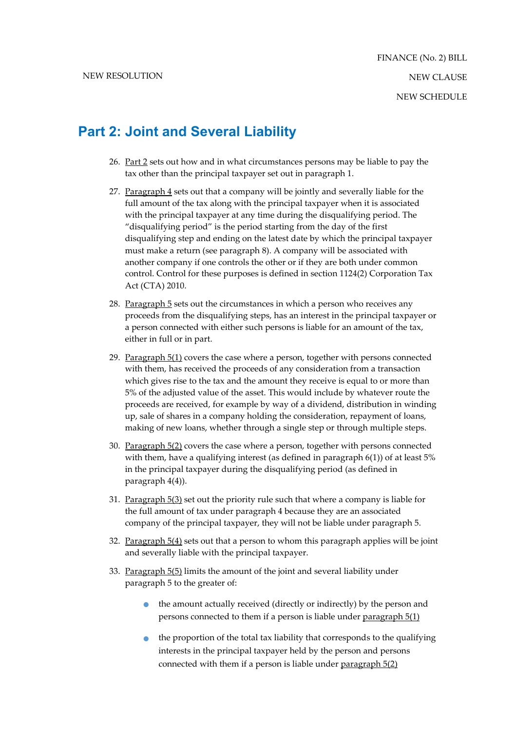NEW RESOLUTION

FINANCE (No. 2) BILL

NEW CLAUSE

NEW SCHEDULE

## Part 2: Joint and Several Liability

26. Part 2 sets out how and in what circumstances persons may be liable to pay the tax other than the principal taxpayer set out in paragraph 1.

27. Paragraph 4 sets out that a company will be jointly and severally liable for the full amount of the tax along with the principal taxpayer when it is associated with the principal taxpayer at any time during the disqualifying period. The "disqualifying period" is the period starting from the day of the first disqualifying step and ending on the latest date by which the principal taxpayer must make a return (see paragraph 8). A company will be associated with another company if one controls the other or if they are both under common control. Control for these purposes is defined in section 1124(2) Corporation Tax Act (CTA) 2010.

28. Paragraph 5 sets out the circumstances in which a person who receives any proceeds from the disqualifying steps, has an interest in the principal taxpayer or a person connected with either such persons is liable for an amount of the tax, either in full or in part.

29. Paragraph 5(1) covers the case where a person, together with persons connected with them, has received the proceeds of any consideration from a transaction which gives rise to the tax and the amount they receive is equal to or more than 5% of the adjusted value of the asset. This would include by whatever route the proceeds are received, for example by way of a dividend, distribution in winding up, sale of shares in a company holding the consideration, repayment of loans, making of new loans, whether through a single step or through multiple steps.

30. Paragraph 5(2) covers the case where a person, together with persons connected with them, have a qualifying interest (as defined in paragraph 6(1)) of at least 5% in the principal taxpayer during the disqualifying period (as defined in paragraph 4(4)).

31. Paragraph 5(3) set out the priority rule such that where a company is liable for the full amount of tax under paragraph 4 because they are an associated company of the principal taxpayer, they will not be liable under paragraph 5.

32. Paragraph 5(4) sets out that a person to whom this paragraph applies will be joint and severally liable with the principal taxpayer.

33. Paragraph 5(5) limits the amount of the joint and several liability under paragraph 5 to the greater of:

    - the amount actually received (directly or indirectly) by the person and persons connected to them if a person is liable under paragraph 5(1)
    - the proportion of the total tax liability that corresponds to the qualifying interests in the principal taxpayer held by the person and persons connected with them if a person is liable under paragraph 5(2)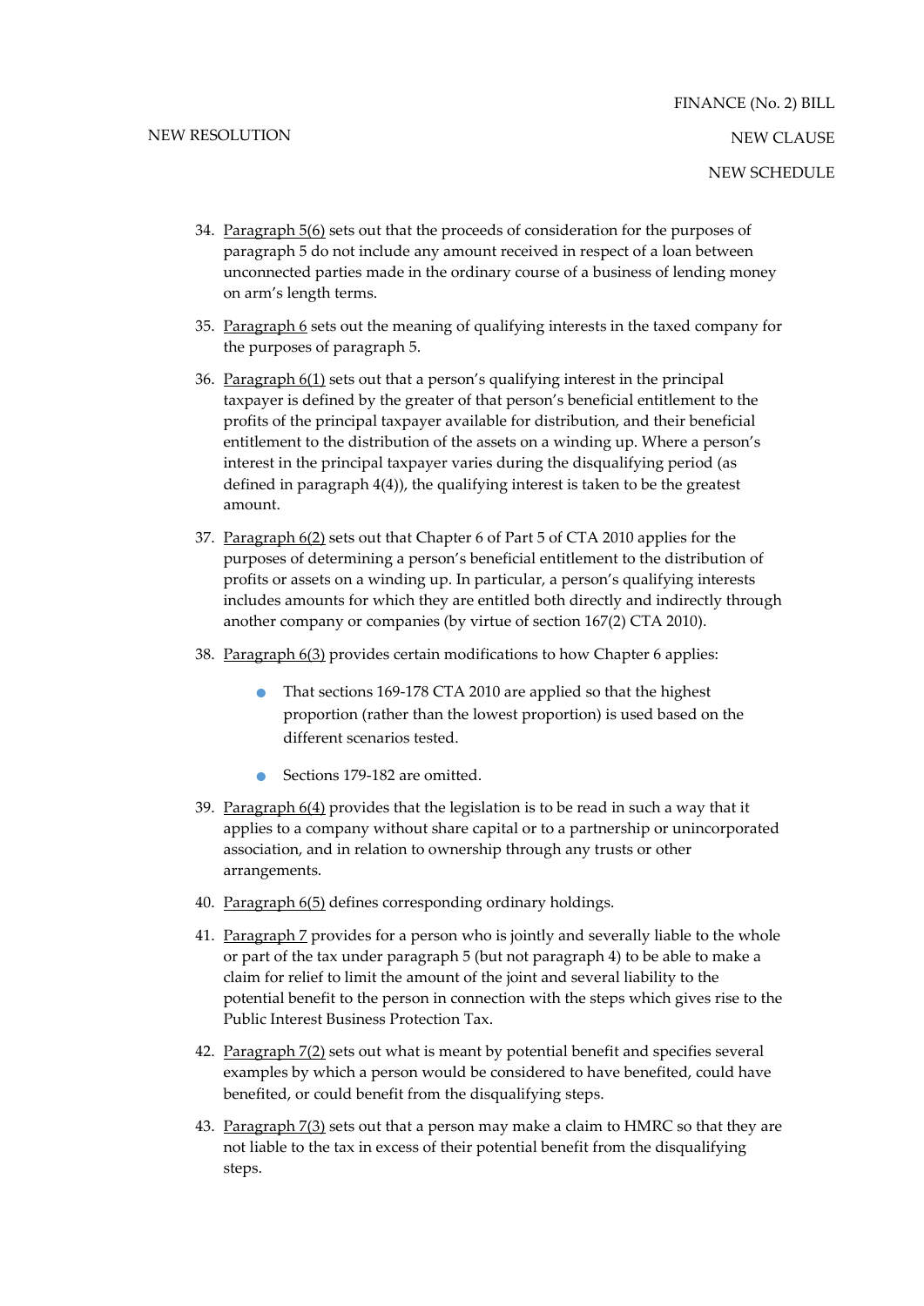34. Paragraph 5(6) sets out that the proceeds of consideration for the purposes of paragraph 5 do not include any amount received in respect of a loan between unconnected parties made in the ordinary course of a business of lending money on arm's length terms.

35. Paragraph 6 sets out the meaning of qualifying interests in the taxed company for the purposes of paragraph 5.

36. Paragraph 6(1) sets out that a person's qualifying interest in the principal taxpayer is defined by the greater of that person's beneficial entitlement to the profits of the principal taxpayer available for distribution, and their beneficial entitlement to the distribution of the assets on a winding up. Where a person's interest in the principal taxpayer varies during the disqualifying period (as defined in paragraph 4(4)), the qualifying interest is taken to be the greatest amount.

37. Paragraph 6(2) sets out that Chapter 6 of Part 5 of CTA 2010 applies for the purposes of determining a person's beneficial entitlement to the distribution of profits or assets on a winding up. In particular, a person's qualifying interests includes amounts for which they are entitled both directly and indirectly through another company or companies (by virtue of section 167(2) CTA 2010).

38. Paragraph 6(3) provides certain modifications to how Chapter 6 applies:

    - That sections 169-178 CTA 2010 are applied so that the highest proportion (rather than the lowest proportion) is used based on the different scenarios tested.
    - Sections 179-182 are omitted.

39. Paragraph 6(4) provides that the legislation is to be read in such a way that it applies to a company without share capital or to a partnership or unincorporated association, and in relation to ownership through any trusts or other arrangements.

40. Paragraph 6(5) defines corresponding ordinary holdings.

41. Paragraph 7 provides for a person who is jointly and severally liable to the whole or part of the tax under paragraph 5 (but not paragraph 4) to be able to make a claim for relief to limit the amount of the joint and several liability to the potential benefit to the person in connection with the steps which gives rise to the Public Interest Business Protection Tax.

42. Paragraph 7(2) sets out what is meant by potential benefit and specifies several examples by which a person would be considered to have benefited, could have benefited, or could benefit from the disqualifying steps.

43. Paragraph 7(3) sets out that a person may make a claim to HMRC so that they are not liable to the tax in excess of their potential benefit from the disqualifying steps.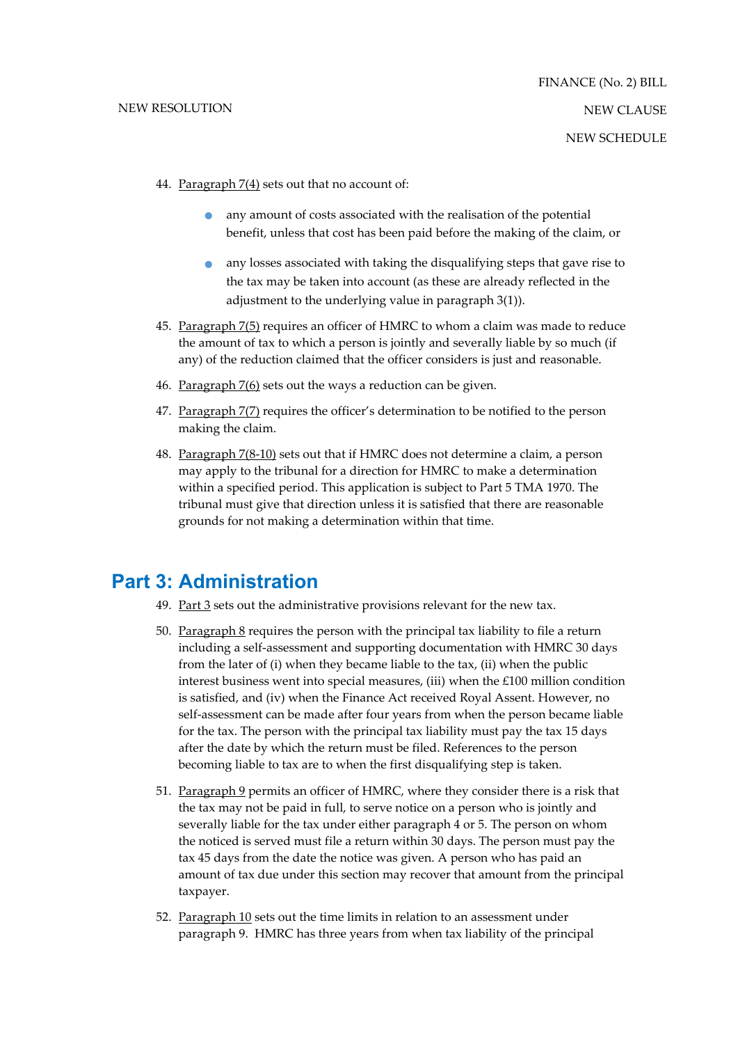44. Paragraph 7(4) sets out that no account of:

    - any amount of costs associated with the realisation of the potential benefit, unless that cost has been paid before the making of the claim, or
    - any losses associated with taking the disqualifying steps that gave rise to the tax may be taken into account (as these are already reflected in the adjustment to the underlying value in paragraph 3(1)).

45. Paragraph 7(5) requires an officer of HMRC to whom a claim was made to reduce the amount of tax to which a person is jointly and severally liable by so much (if any) of the reduction claimed that the officer considers is just and reasonable.

46. Paragraph 7(6) sets out the ways a reduction can be given.

47. Paragraph 7(7) requires the officer's determination to be notified to the person making the claim.

48. Paragraph 7(8-10) sets out that if HMRC does not determine a claim, a person may apply to the tribunal for a direction for HMRC to make a determination within a specified period. This application is subject to Part 5 TMA 1970. The tribunal must give that direction unless it is satisfied that there are reasonable grounds for not making a determination within that time.

## Part 3: Administration

49. Part 3 sets out the administrative provisions relevant for the new tax.

50. Paragraph 8 requires the person with the principal tax liability to file a return including a self-assessment and supporting documentation with HMRC 30 days from the later of (i) when they became liable to the tax, (ii) when the public interest business went into special measures, (iii) when the £100 million condition is satisfied, and (iv) when the Finance Act received Royal Assent. However, no self-assessment can be made after four years from when the person became liable for the tax. The person with the principal tax liability must pay the tax 15 days after the date by which the return must be filed. References to the person becoming liable to tax are to when the first disqualifying step is taken.

51. Paragraph 9 permits an officer of HMRC, where they consider there is a risk that the tax may not be paid in full, to serve notice on a person who is jointly and severally liable for the tax under either paragraph 4 or 5. The person on whom the noticed is served must file a return within 30 days. The person must pay the tax 45 days from the date the notice was given. A person who has paid an amount of tax due under this section may recover that amount from the principal taxpayer.

52. Paragraph 10 sets out the time limits in relation to an assessment under paragraph 9. HMRC has three years from when tax liability of the principal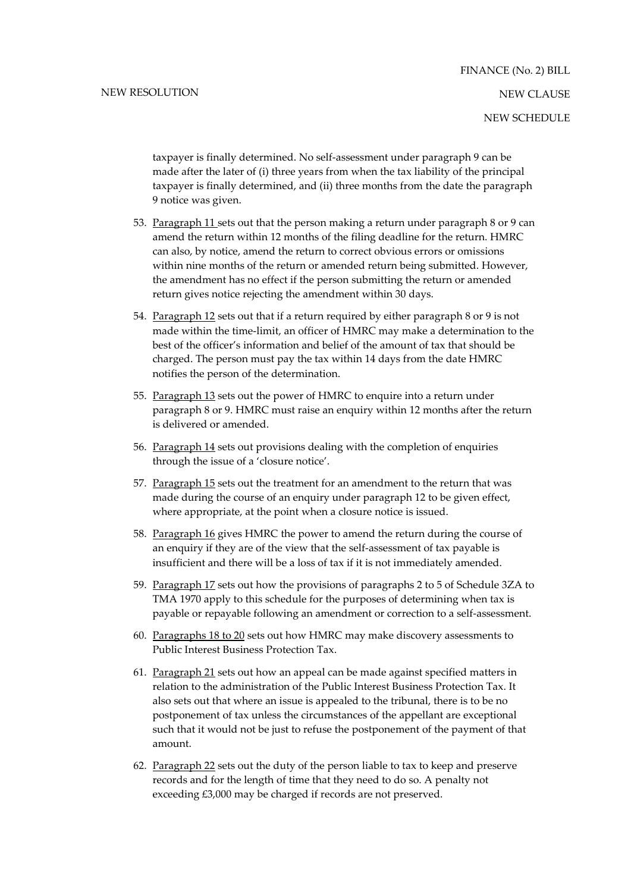taxpayer is finally determined. No self-assessment under paragraph 9 can be made after the later of (i) three years from when the tax liability of the principal taxpayer is finally determined, and (ii) three months from the date the paragraph 9 notice was given.

53. Paragraph 11 sets out that the person making a return under paragraph 8 or 9 can amend the return within 12 months of the filing deadline for the return. HMRC can also, by notice, amend the return to correct obvious errors or omissions within nine months of the return or amended return being submitted. However, the amendment has no effect if the person submitting the return or amended return gives notice rejecting the amendment within 30 days.

54. Paragraph 12 sets out that if a return required by either paragraph 8 or 9 is not made within the time-limit, an officer of HMRC may make a determination to the best of the officer's information and belief of the amount of tax that should be charged. The person must pay the tax within 14 days from the date HMRC notifies the person of the determination.

55. Paragraph 13 sets out the power of HMRC to enquire into a return under paragraph 8 or 9. HMRC must raise an enquiry within 12 months after the return is delivered or amended.

56. Paragraph 14 sets out provisions dealing with the completion of enquiries through the issue of a 'closure notice'.

57. Paragraph 15 sets out the treatment for an amendment to the return that was made during the course of an enquiry under paragraph 12 to be given effect, where appropriate, at the point when a closure notice is issued.

58. Paragraph 16 gives HMRC the power to amend the return during the course of an enquiry if they are of the view that the self-assessment of tax payable is insufficient and there will be a loss of tax if it is not immediately amended.

59. Paragraph 17 sets out how the provisions of paragraphs 2 to 5 of Schedule 3ZA to TMA 1970 apply to this schedule for the purposes of determining when tax is payable or repayable following an amendment or correction to a self-assessment.

60. Paragraphs 18 to 20 sets out how HMRC may make discovery assessments to Public Interest Business Protection Tax.

61. Paragraph 21 sets out how an appeal can be made against specified matters in relation to the administration of the Public Interest Business Protection Tax. It also sets out that where an issue is appealed to the tribunal, there is to be no postponement of tax unless the circumstances of the appellant are exceptional such that it would not be just to refuse the postponement of the payment of that amount.

62. Paragraph 22 sets out the duty of the person liable to tax to keep and preserve records and for the length of time that they need to do so. A penalty not exceeding £3,000 may be charged if records are not preserved.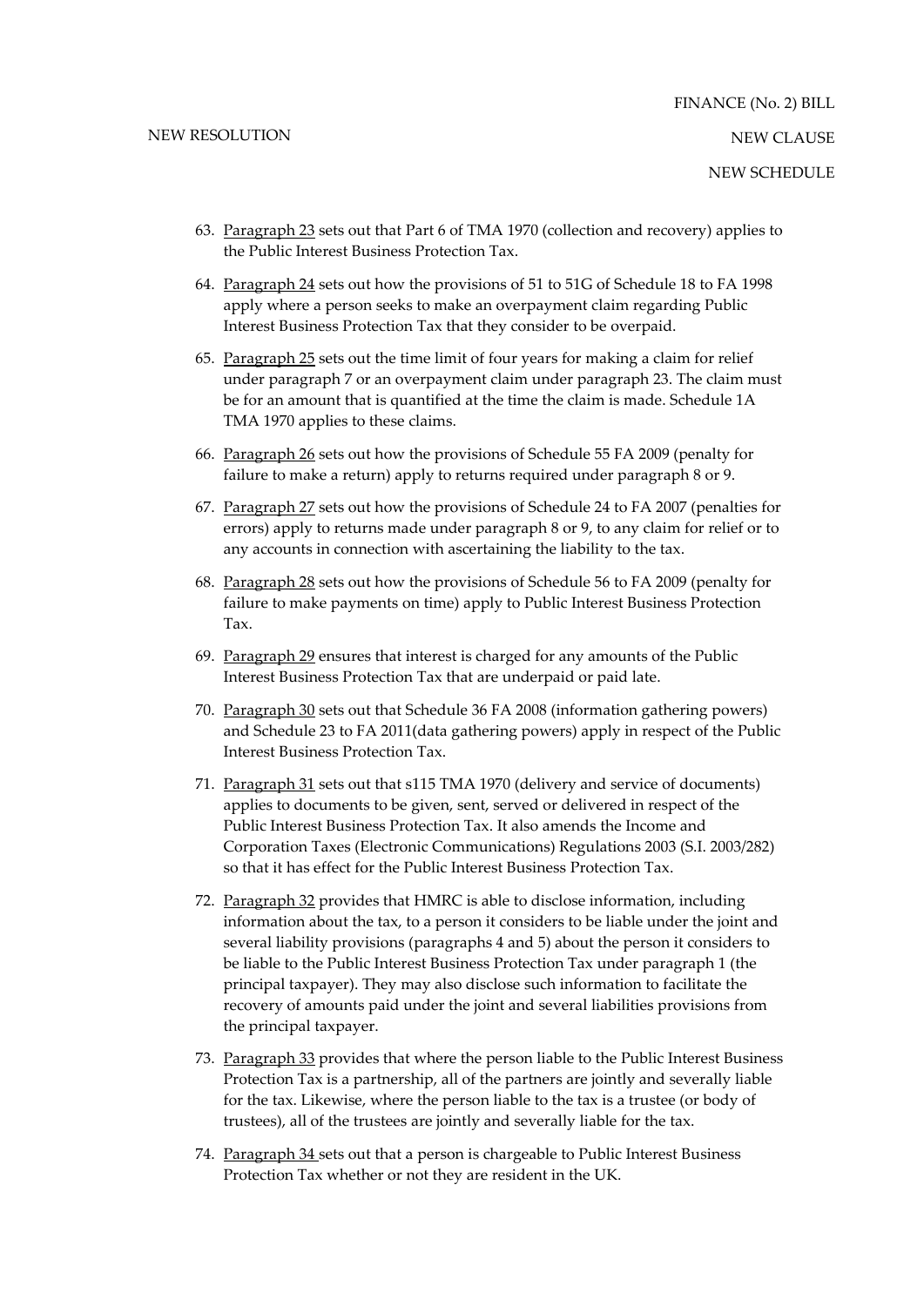63. Paragraph 23 sets out that Part 6 of TMA 1970 (collection and recovery) applies to the Public Interest Business Protection Tax.

64. Paragraph 24 sets out how the provisions of 51 to 51G of Schedule 18 to FA 1998 apply where a person seeks to make an overpayment claim regarding Public Interest Business Protection Tax that they consider to be overpaid.

65. Paragraph 25 sets out the time limit of four years for making a claim for relief under paragraph 7 or an overpayment claim under paragraph 23. The claim must be for an amount that is quantified at the time the claim is made. Schedule 1A TMA 1970 applies to these claims.

66. Paragraph 26 sets out how the provisions of Schedule 55 FA 2009 (penalty for failure to make a return) apply to returns required under paragraph 8 or 9.

67. Paragraph 27 sets out how the provisions of Schedule 24 to FA 2007 (penalties for errors) apply to returns made under paragraph 8 or 9, to any claim for relief or to any accounts in connection with ascertaining the liability to the tax.

68. Paragraph 28 sets out how the provisions of Schedule 56 to FA 2009 (penalty for failure to make payments on time) apply to Public Interest Business Protection Tax.

69. Paragraph 29 ensures that interest is charged for any amounts of the Public Interest Business Protection Tax that are underpaid or paid late.

70. Paragraph 30 sets out that Schedule 36 FA 2008 (information gathering powers) and Schedule 23 to FA 2011(data gathering powers) apply in respect of the Public Interest Business Protection Tax.

71. Paragraph 31 sets out that s115 TMA 1970 (delivery and service of documents) applies to documents to be given, sent, served or delivered in respect of the Public Interest Business Protection Tax. It also amends the Income and Corporation Taxes (Electronic Communications) Regulations 2003 (S.I. 2003/282) so that it has effect for the Public Interest Business Protection Tax.

72. Paragraph 32 provides that HMRC is able to disclose information, including information about the tax, to a person it considers to be liable under the joint and several liability provisions (paragraphs 4 and 5) about the person it considers to be liable to the Public Interest Business Protection Tax under paragraph 1 (the principal taxpayer). They may also disclose such information to facilitate the recovery of amounts paid under the joint and several liabilities provisions from the principal taxpayer.

73. Paragraph 33 provides that where the person liable to the Public Interest Business Protection Tax is a partnership, all of the partners are jointly and severally liable for the tax. Likewise, where the person liable to the tax is a trustee (or body of trustees), all of the trustees are jointly and severally liable for the tax.

74. Paragraph 34 sets out that a person is chargeable to Public Interest Business Protection Tax whether or not they are resident in the UK.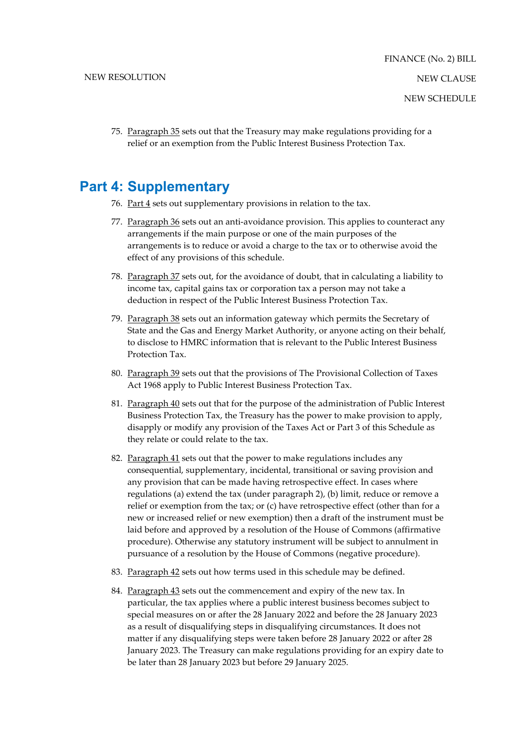75. Paragraph 35 sets out that the Treasury may make regulations providing for a relief or an exemption from the Public Interest Business Protection Tax.

## Part 4: Supplementary

76. Part 4 sets out supplementary provisions in relation to the tax.

77. Paragraph 36 sets out an anti-avoidance provision. This applies to counteract any arrangements if the main purpose or one of the main purposes of the arrangements is to reduce or avoid a charge to the tax or to otherwise avoid the effect of any provisions of this schedule.

78. Paragraph 37 sets out, for the avoidance of doubt, that in calculating a liability to income tax, capital gains tax or corporation tax a person may not take a deduction in respect of the Public Interest Business Protection Tax.

79. Paragraph 38 sets out an information gateway which permits the Secretary of State and the Gas and Energy Market Authority, or anyone acting on their behalf, to disclose to HMRC information that is relevant to the Public Interest Business Protection Tax.

80. Paragraph 39 sets out that the provisions of The Provisional Collection of Taxes Act 1968 apply to Public Interest Business Protection Tax.

81. Paragraph 40 sets out that for the purpose of the administration of Public Interest Business Protection Tax, the Treasury has the power to make provision to apply, disapply or modify any provision of the Taxes Act or Part 3 of this Schedule as they relate or could relate to the tax.

82. Paragraph 41 sets out that the power to make regulations includes any consequential, supplementary, incidental, transitional or saving provision and any provision that can be made having retrospective effect. In cases where regulations (a) extend the tax (under paragraph 2), (b) limit, reduce or remove a relief or exemption from the tax; or (c) have retrospective effect (other than for a new or increased relief or new exemption) then a draft of the instrument must be laid before and approved by a resolution of the House of Commons (affirmative procedure). Otherwise any statutory instrument will be subject to annulment in pursuance of a resolution by the House of Commons (negative procedure).

83. Paragraph 42 sets out how terms used in this schedule may be defined.

84. Paragraph 43 sets out the commencement and expiry of the new tax. In particular, the tax applies where a public interest business becomes subject to special measures on or after the 28 January 2022 and before the 28 January 2023 as a result of disqualifying steps in disqualifying circumstances. It does not matter if any disqualifying steps were taken before 28 January 2022 or after 28 January 2023. The Treasury can make regulations providing for an expiry date to be later than 28 January 2023 but before 29 January 2025.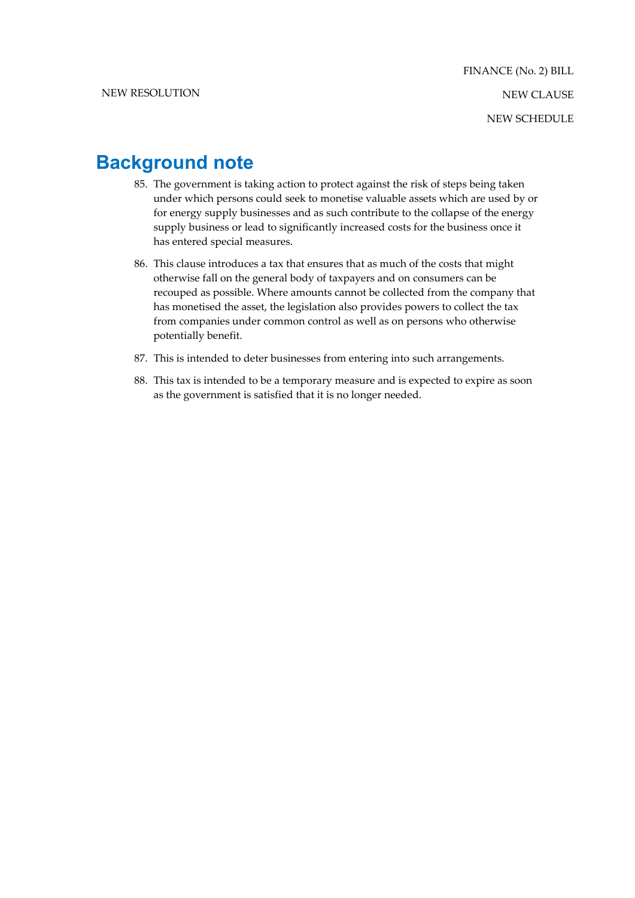NEW RESOLUTION

FINANCE (No. 2) BILL

NEW CLAUSE

NEW SCHEDULE

## Background note

85. The government is taking action to protect against the risk of steps being taken under which persons could seek to monetise valuable assets which are used by or for energy supply businesses and as such contribute to the collapse of the energy supply business or lead to significantly increased costs for the business once it has entered special measures.

86. This clause introduces a tax that ensures that as much of the costs that might otherwise fall on the general body of taxpayers and on consumers can be recouped as possible. Where amounts cannot be collected from the company that has monetised the asset, the legislation also provides powers to collect the tax from companies under common control as well as on persons who otherwise potentially benefit.

87. This is intended to deter businesses from entering into such arrangements.

88. This tax is intended to be a temporary measure and is expected to expire as soon as the government is satisfied that it is no longer needed.